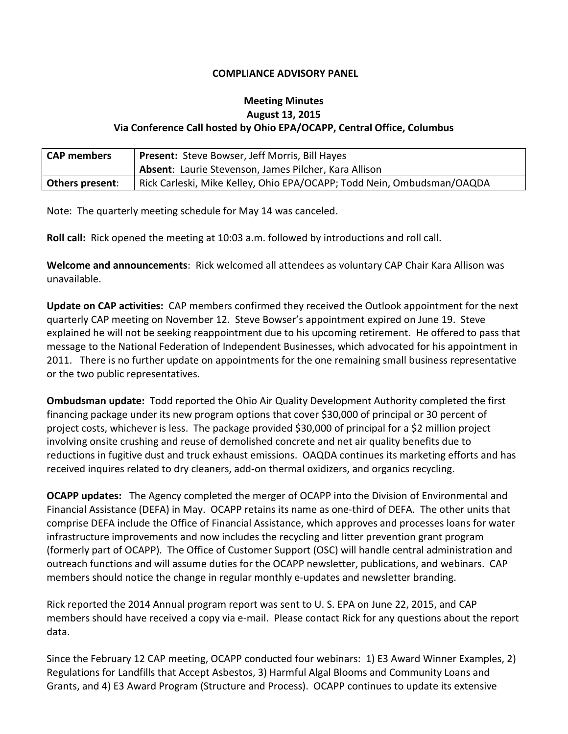**COMPLIANCE ADVISORY PANEL**

**Meeting Minutes**
**August 13, 2015**
**Via Conference Call hosted by Ohio EPA/OCAPP, Central Office, Columbus**

| **CAP members** | **Present:** Steve Bowser, Jeff Morris, Bill Hayes<br>**Absent**: Laurie Stevenson, James Pilcher, Kara Allison |
|---|---|
| **Others present**: | Rick Carleski, Mike Kelley, Ohio EPA/OCAPP; Todd Nein, Ombudsman/OAQDA |

Note: The quarterly meeting schedule for May 14 was canceled.

**Roll call:** Rick opened the meeting at 10:03 a.m. followed by introductions and roll call.

**Welcome and announcements**: Rick welcomed all attendees as voluntary CAP Chair Kara Allison was unavailable.

**Update on CAP activities:** CAP members confirmed they received the Outlook appointment for the next quarterly CAP meeting on November 12. Steve Bowser's appointment expired on June 19. Steve explained he will not be seeking reappointment due to his upcoming retirement. He offered to pass that message to the National Federation of Independent Businesses, which advocated for his appointment in 2011. There is no further update on appointments for the one remaining small business representative or the two public representatives.

**Ombudsman update:** Todd reported the Ohio Air Quality Development Authority completed the first financing package under its new program options that cover $30,000 of principal or 30 percent of project costs, whichever is less. The package provided $30,000 of principal for a $2 million project involving onsite crushing and reuse of demolished concrete and net air quality benefits due to reductions in fugitive dust and truck exhaust emissions. OAQDA continues its marketing efforts and has received inquires related to dry cleaners, add-on thermal oxidizers, and organics recycling.

**OCAPP updates:** The Agency completed the merger of OCAPP into the Division of Environmental and Financial Assistance (DEFA) in May. OCAPP retains its name as one-third of DEFA. The other units that comprise DEFA include the Office of Financial Assistance, which approves and processes loans for water infrastructure improvements and now includes the recycling and litter prevention grant program (formerly part of OCAPP). The Office of Customer Support (OSC) will handle central administration and outreach functions and will assume duties for the OCAPP newsletter, publications, and webinars. CAP members should notice the change in regular monthly e-updates and newsletter branding.

Rick reported the 2014 Annual program report was sent to U. S. EPA on June 22, 2015, and CAP members should have received a copy via e-mail. Please contact Rick for any questions about the report data.

Since the February 12 CAP meeting, OCAPP conducted four webinars: 1) E3 Award Winner Examples, 2) Regulations for Landfills that Accept Asbestos, 3) Harmful Algal Blooms and Community Loans and Grants, and 4) E3 Award Program (Structure and Process). OCAPP continues to update its extensive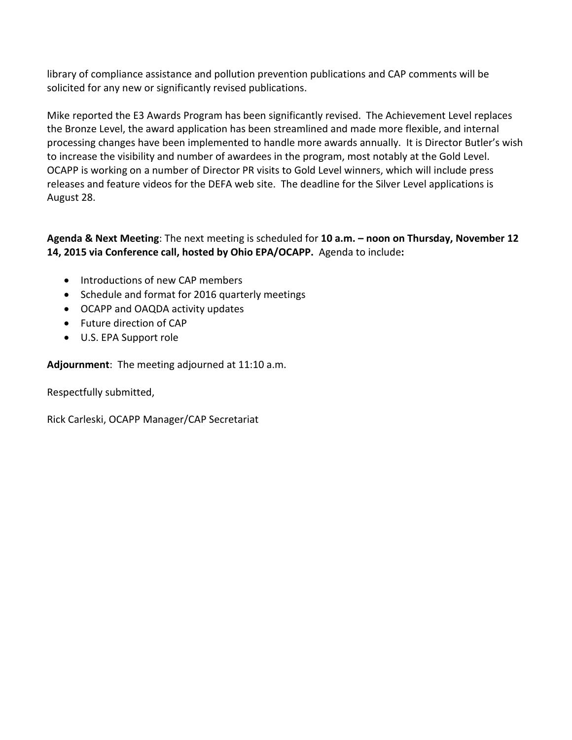library of compliance assistance and pollution prevention publications and CAP comments will be solicited for any new or significantly revised publications.

Mike reported the E3 Awards Program has been significantly revised. The Achievement Level replaces the Bronze Level, the award application has been streamlined and made more flexible, and internal processing changes have been implemented to handle more awards annually. It is Director Butler's wish to increase the visibility and number of awardees in the program, most notably at the Gold Level. OCAPP is working on a number of Director PR visits to Gold Level winners, which will include press releases and feature videos for the DEFA web site. The deadline for the Silver Level applications is August 28.

**Agenda & Next Meeting**: The next meeting is scheduled for **10 a.m. – noon on Thursday, November 12 14, 2015 via Conference call, hosted by Ohio EPA/OCAPP.** Agenda to include**:**

- Introductions of new CAP members
- Schedule and format for 2016 quarterly meetings
- OCAPP and OAQDA activity updates
- Future direction of CAP
- U.S. EPA Support role

**Adjournment**: The meeting adjourned at 11:10 a.m.

Respectfully submitted,

Rick Carleski, OCAPP Manager/CAP Secretariat